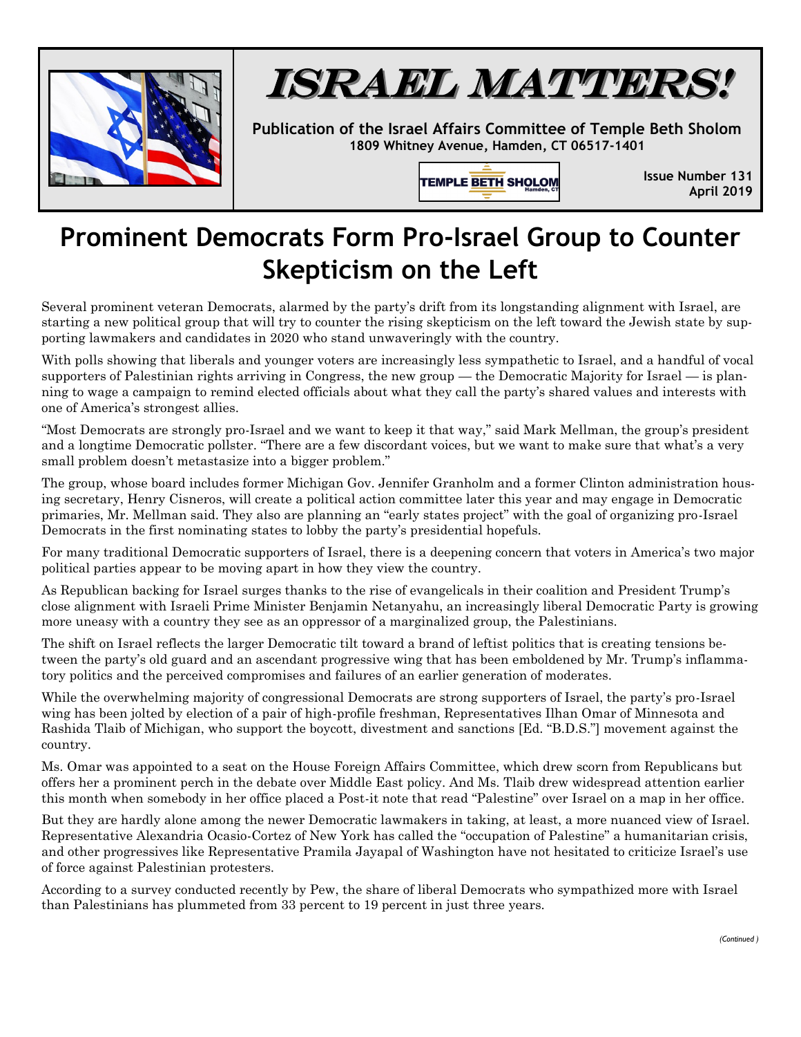# ISRAEL MATTERS!

**Publication of the Israel Affairs Committee of Temple Beth Sholom**
**1809 Whitney Avenue, Hamden, CT 06517-1401**

**Issue Number 131**
**April 2019**

## Prominent Democrats Form Pro-Israel Group to Counter Skepticism on the Left

Several prominent veteran Democrats, alarmed by the party's drift from its longstanding alignment with Israel, are starting a new political group that will try to counter the rising skepticism on the left toward the Jewish state by supporting lawmakers and candidates in 2020 who stand unwaveringly with the country.

With polls showing that liberals and younger voters are increasingly less sympathetic to Israel, and a handful of vocal supporters of Palestinian rights arriving in Congress, the new group — the Democratic Majority for Israel — is planning to wage a campaign to remind elected officials about what they call the party's shared values and interests with one of America's strongest allies.

"Most Democrats are strongly pro-Israel and we want to keep it that way," said Mark Mellman, the group's president and a longtime Democratic pollster. "There are a few discordant voices, but we want to make sure that what's a very small problem doesn't metastasize into a bigger problem."

The group, whose board includes former Michigan Gov. Jennifer Granholm and a former Clinton administration housing secretary, Henry Cisneros, will create a political action committee later this year and may engage in Democratic primaries, Mr. Mellman said. They also are planning an "early states project" with the goal of organizing pro-Israel Democrats in the first nominating states to lobby the party's presidential hopefuls.

For many traditional Democratic supporters of Israel, there is a deepening concern that voters in America's two major political parties appear to be moving apart in how they view the country.

As Republican backing for Israel surges thanks to the rise of evangelicals in their coalition and President Trump's close alignment with Israeli Prime Minister Benjamin Netanyahu, an increasingly liberal Democratic Party is growing more uneasy with a country they see as an oppressor of a marginalized group, the Palestinians.

The shift on Israel reflects the larger Democratic tilt toward a brand of leftist politics that is creating tensions between the party's old guard and an ascendant progressive wing that has been emboldened by Mr. Trump's inflammatory politics and the perceived compromises and failures of an earlier generation of moderates.

While the overwhelming majority of congressional Democrats are strong supporters of Israel, the party's pro-Israel wing has been jolted by election of a pair of high-profile freshman, Representatives Ilhan Omar of Minnesota and Rashida Tlaib of Michigan, who support the boycott, divestment and sanctions [Ed. "B.D.S."] movement against the country.

Ms. Omar was appointed to a seat on the House Foreign Affairs Committee, which drew scorn from Republicans but offers her a prominent perch in the debate over Middle East policy. And Ms. Tlaib drew widespread attention earlier this month when somebody in her office placed a Post-it note that read "Palestine" over Israel on a map in her office.

But they are hardly alone among the newer Democratic lawmakers in taking, at least, a more nuanced view of Israel. Representative Alexandria Ocasio-Cortez of New York has called the "occupation of Palestine" a humanitarian crisis, and other progressives like Representative Pramila Jayapal of Washington have not hesitated to criticize Israel's use of force against Palestinian protesters.

According to a survey conducted recently by Pew, the share of liberal Democrats who sympathized more with Israel than Palestinians has plummeted from 33 percent to 19 percent in just three years.

*(Continued )*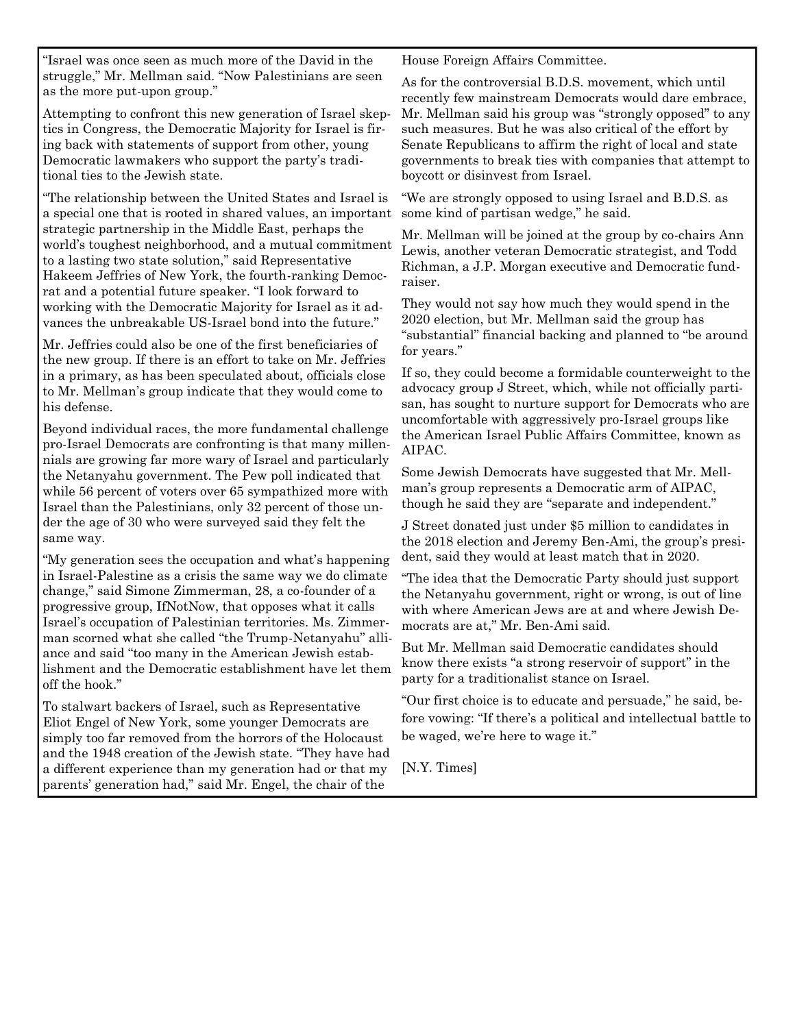"Israel was once seen as much more of the David in the struggle," Mr. Mellman said. "Now Palestinians are seen as the more put-upon group."

Attempting to confront this new generation of Israel skeptics in Congress, the Democratic Majority for Israel is firing back with statements of support from other, young Democratic lawmakers who support the party's traditional ties to the Jewish state.

"The relationship between the United States and Israel is a special one that is rooted in shared values, an important strategic partnership in the Middle East, perhaps the world's toughest neighborhood, and a mutual commitment to a lasting two state solution," said Representative Hakeem Jeffries of New York, the fourth-ranking Democrat and a potential future speaker. "I look forward to working with the Democratic Majority for Israel as it advances the unbreakable US-Israel bond into the future."

Mr. Jeffries could also be one of the first beneficiaries of the new group. If there is an effort to take on Mr. Jeffries in a primary, as has been speculated about, officials close to Mr. Mellman's group indicate that they would come to his defense.

Beyond individual races, the more fundamental challenge pro-Israel Democrats are confronting is that many millennials are growing far more wary of Israel and particularly the Netanyahu government. The Pew poll indicated that while 56 percent of voters over 65 sympathized more with Israel than the Palestinians, only 32 percent of those under the age of 30 who were surveyed said they felt the same way.

"My generation sees the occupation and what's happening in Israel-Palestine as a crisis the same way we do climate change," said Simone Zimmerman, 28, a co-founder of a progressive group, IfNotNow, that opposes what it calls Israel's occupation of Palestinian territories. Ms. Zimmerman scorned what she called "the Trump-Netanyahu" alliance and said "too many in the American Jewish establishment and the Democratic establishment have let them off the hook."

To stalwart backers of Israel, such as Representative Eliot Engel of New York, some younger Democrats are simply too far removed from the horrors of the Holocaust and the 1948 creation of the Jewish state. "They have had a different experience than my generation had or that my parents' generation had," said Mr. Engel, the chair of the House Foreign Affairs Committee.

As for the controversial B.D.S. movement, which until recently few mainstream Democrats would dare embrace, Mr. Mellman said his group was "strongly opposed" to any such measures. But he was also critical of the effort by Senate Republicans to affirm the right of local and state governments to break ties with companies that attempt to boycott or disinvest from Israel.

"We are strongly opposed to using Israel and B.D.S. as some kind of partisan wedge," he said.

Mr. Mellman will be joined at the group by co-chairs Ann Lewis, another veteran Democratic strategist, and Todd Richman, a J.P. Morgan executive and Democratic fundraiser.

They would not say how much they would spend in the 2020 election, but Mr. Mellman said the group has "substantial" financial backing and planned to "be around for years."

If so, they could become a formidable counterweight to the advocacy group J Street, which, while not officially partisan, has sought to nurture support for Democrats who are uncomfortable with aggressively pro-Israel groups like the American Israel Public Affairs Committee, known as AIPAC.

Some Jewish Democrats have suggested that Mr. Mellman's group represents a Democratic arm of AIPAC, though he said they are "separate and independent."

J Street donated just under $5 million to candidates in the 2018 election and Jeremy Ben-Ami, the group's president, said they would at least match that in 2020.

"The idea that the Democratic Party should just support the Netanyahu government, right or wrong, is out of line with where American Jews are at and where Jewish Democrats are at," Mr. Ben-Ami said.

But Mr. Mellman said Democratic candidates should know there exists "a strong reservoir of support" in the party for a traditionalist stance on Israel.

"Our first choice is to educate and persuade," he said, before vowing: "If there's a political and intellectual battle to be waged, we're here to wage it."

[N.Y. Times]